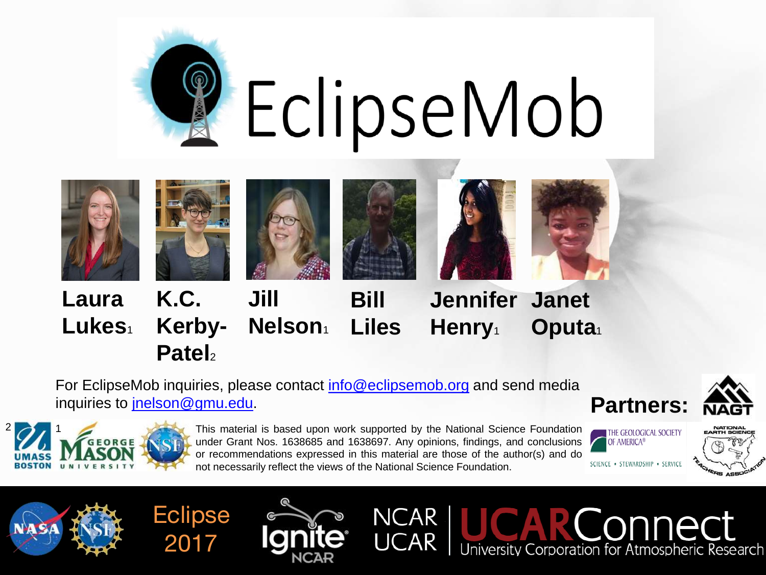# EclipseMob

**Laura Lukes**[1] **K.C. Kerby-Patel**[2] **Jill Nelson**[1] **Bill Liles** **Jennifer Henry**[1] **Janet Oputa**[1]

For EclipseMob inquiries, please contact info@eclipsemob.org and send media inquiries to jnelson@gmu.edu.

**Partners:**

[2] UMASS BOSTON [1] GEORGE MASON UNIVERSITY

This material is based upon work supported by the National Science Foundation under Grant Nos. 1638685 and 1638697. Any opinions, findings, and conclusions or recommendations expressed in this material are those of the author(s) and do not necessarily reflect the views of the National Science Foundation.

THE GEOLOGICAL SOCIETY OF AMERICA®

SCIENCE • STEWARDSHIP • SERVICE

NATIONAL EARTH SCIENCE TEACHERS ASSOCIATION

Eclipse 2017

Ignite NCAR

NCAR | UCAR | UCARConnect University Corporation for Atmospheric Research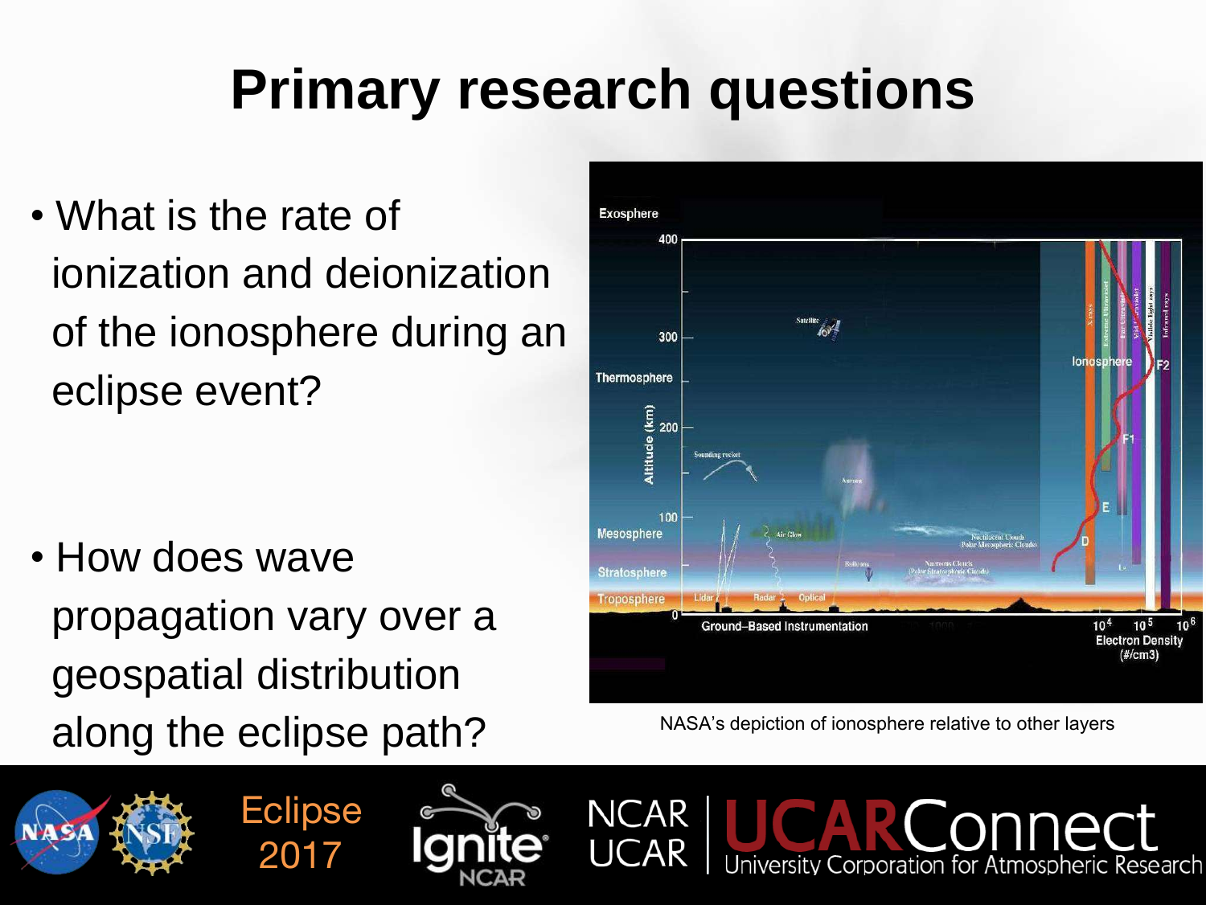# Primary research questions

- What is the rate of ionization and deionization of the ionosphere during an eclipse event?

- How does wave propagation vary over a geospatial distribution along the eclipse path?

NASA's depiction of ionosphere relative to other layers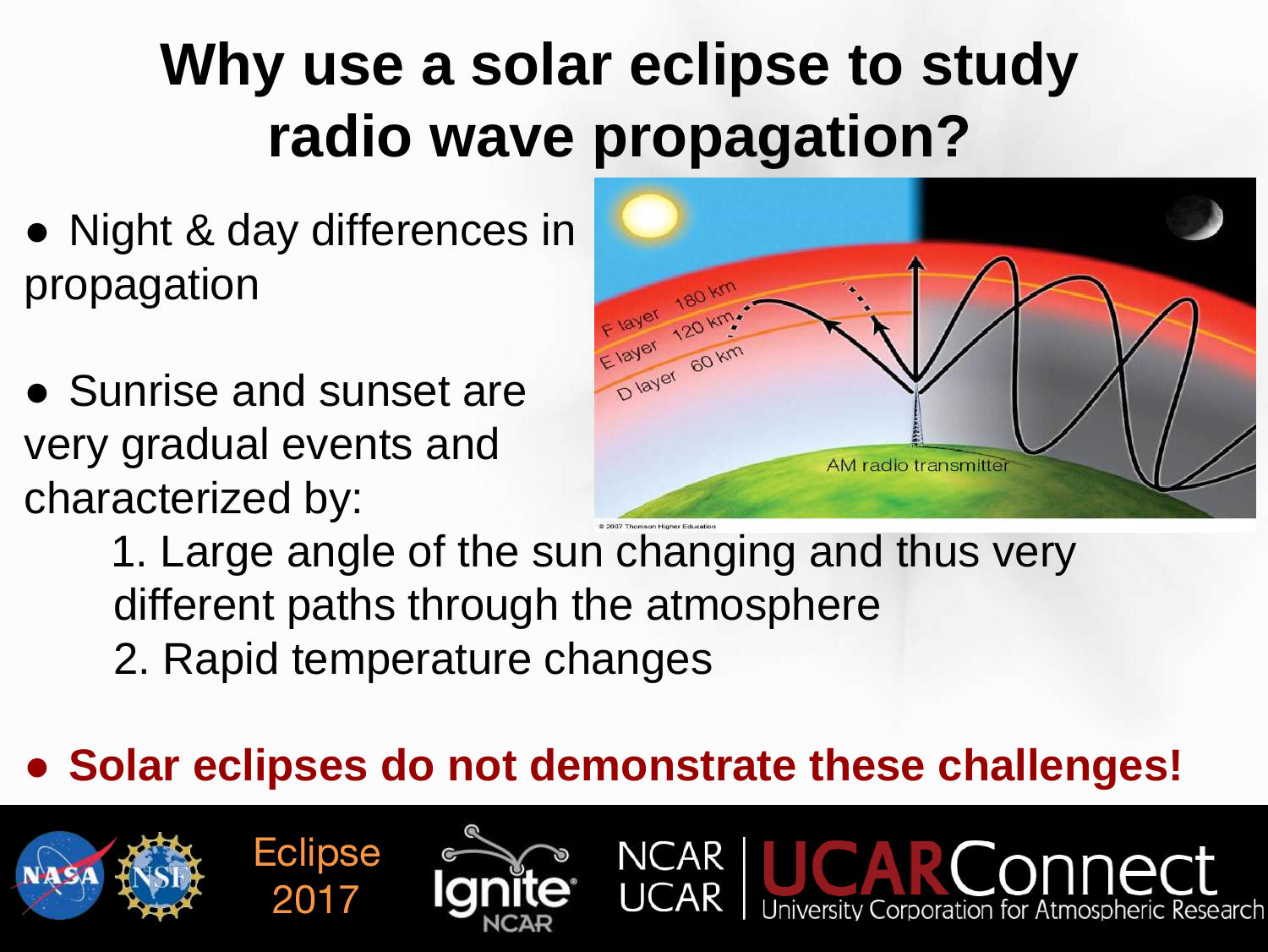# Why use a solar eclipse to study radio wave propagation?

- Night & day differences in propagation
- Sunrise and sunset are very gradual events and characterized by:
  1. Large angle of the sun changing and thus very different paths through the atmosphere
  2. Rapid temperature changes
- **Solar eclipses do not demonstrate these challenges!**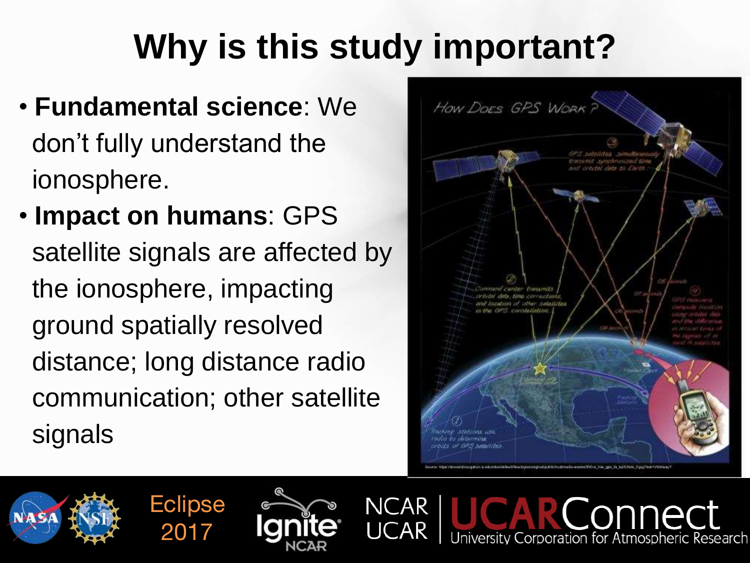# Why is this study important?

- **Fundamental science**: We don't fully understand the ionosphere.
- **Impact on humans**: GPS satellite signals are affected by the ionosphere, impacting ground spatially resolved distance; long distance radio communication; other satellite signals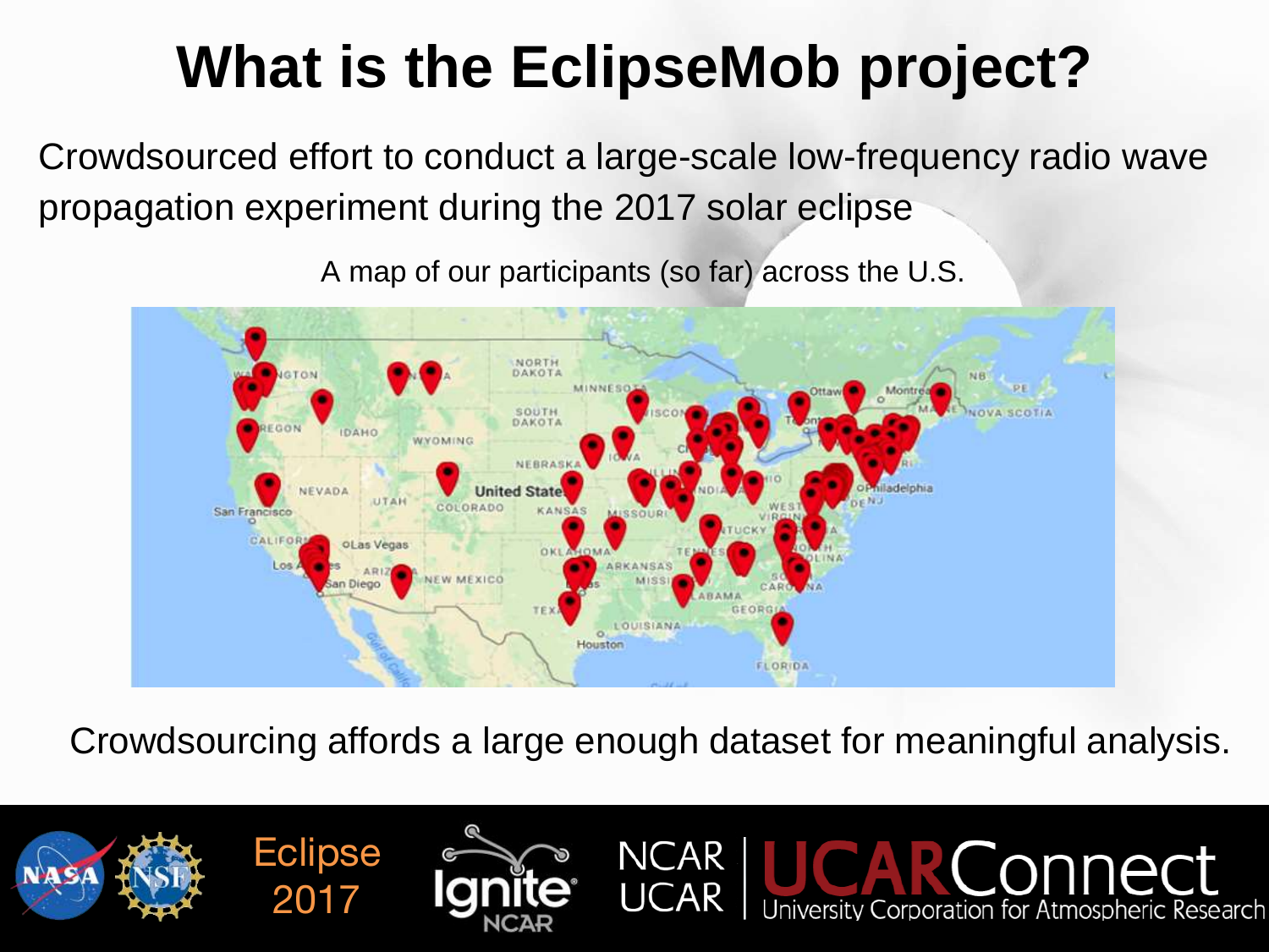# What is the EclipseMob project?

Crowdsourced effort to conduct a large-scale low-frequency radio wave propagation experiment during the 2017 solar eclipse

A map of our participants (so far) across the U.S.

Crowdsourcing affords a large enough dataset for meaningful analysis.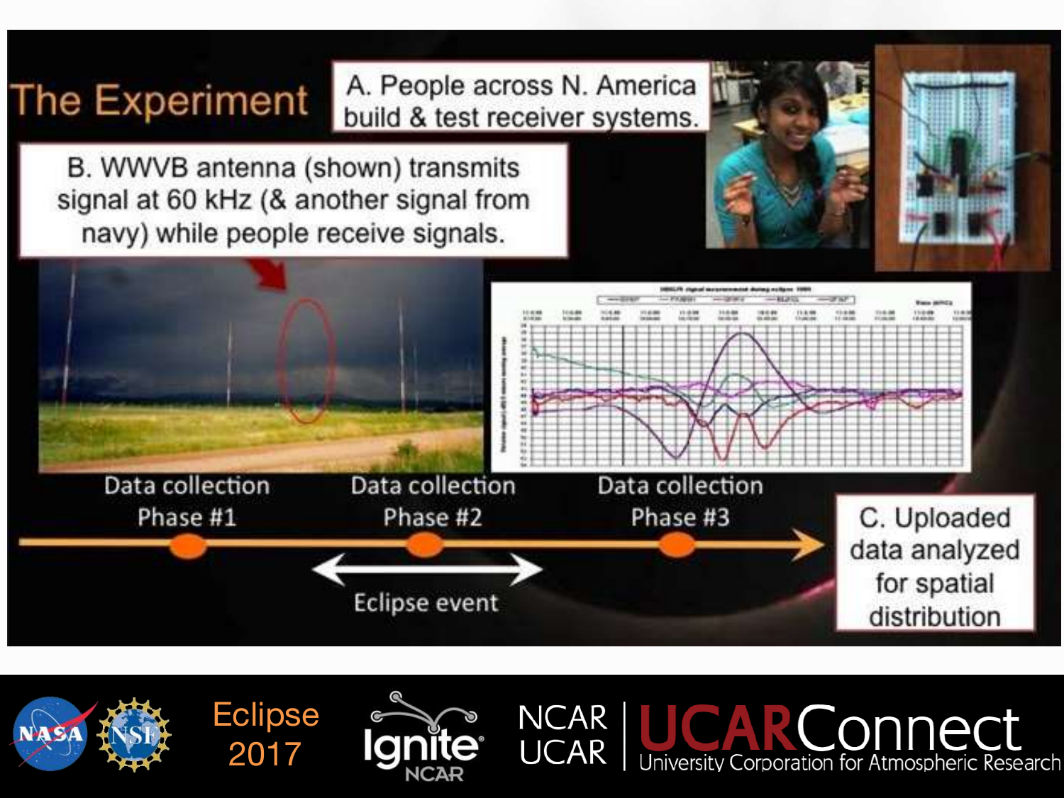# The Experiment

A. People across N. America build & test receiver systems.

B. WWVB antenna (shown) transmits signal at 60 kHz (& another signal from navy) while people receive signals.

Data collection Phase #1

Data collection Phase #2

Data collection Phase #3

Eclipse event

C. Uploaded data analyzed for spatial distribution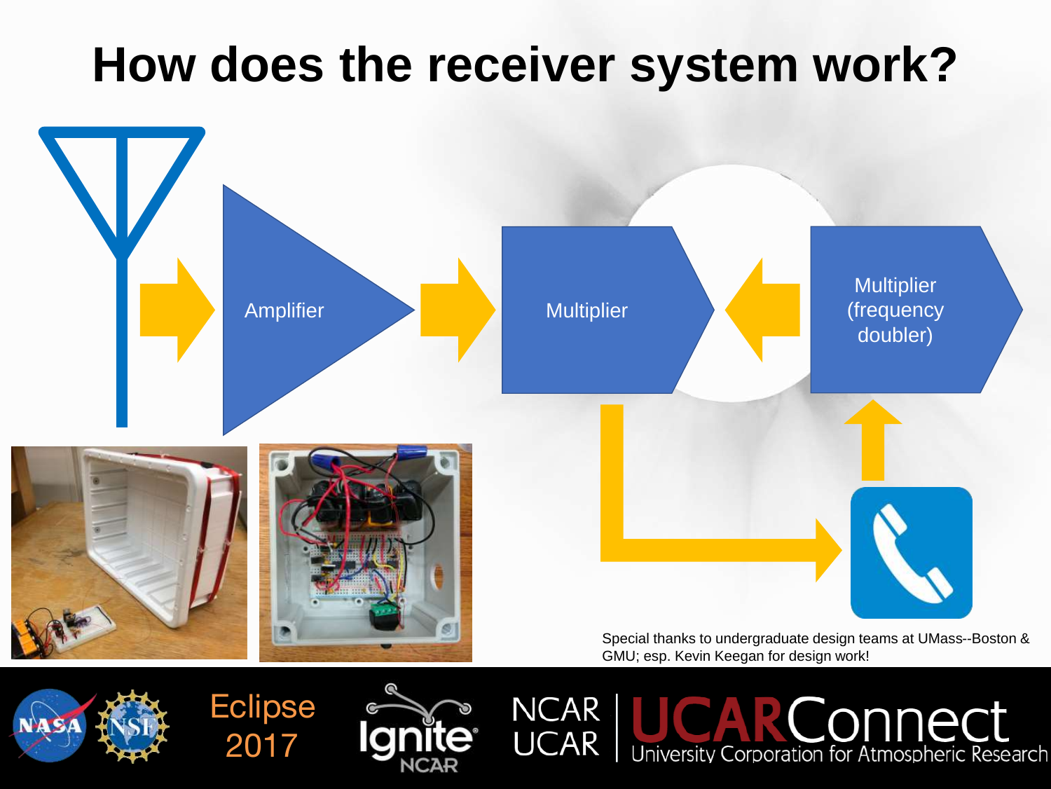# How does the receiver system work?

Amplifier

Multiplier

Multiplier (frequency doubler)

Special thanks to undergraduate design teams at UMass--Boston & GMU; esp. Kevin Keegan for design work!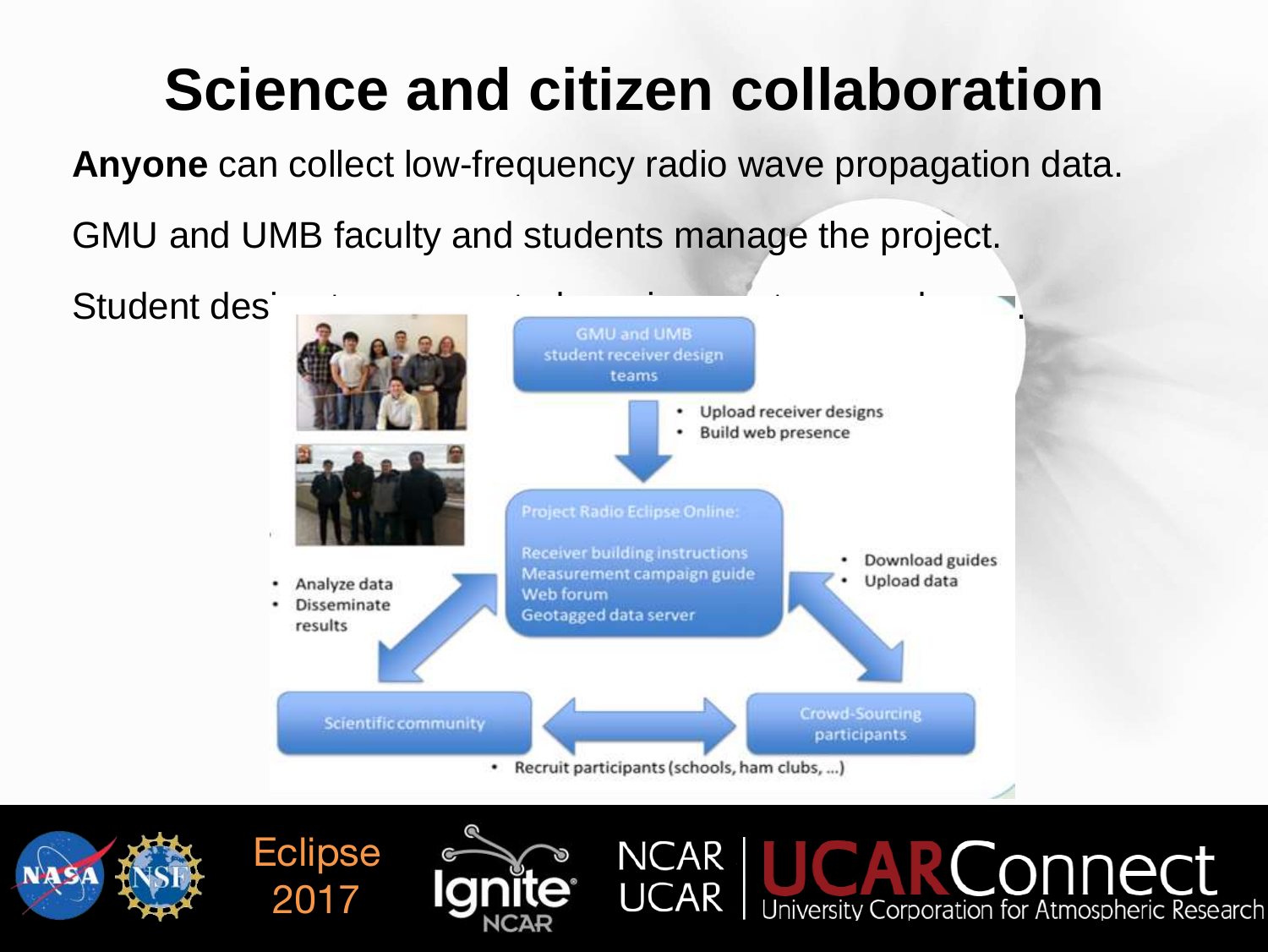# Science and citizen collaboration

**Anyone** can collect low-frequency radio wave propagation data.

GMU and UMB faculty and students manage the project.

Student des

GMU and UMB student receiver design teams

- Upload receiver designs
- Build web presence

Project Radio Eclipse Online:

Receiver building instructions
Measurement campaign guide
Web forum
Geotagged data server

- Download guides
- Upload data

- Analyze data
- Disseminate results

Scientific community

Crowd-Sourcing participants

- Recruit participants (schools, ham clubs, ...)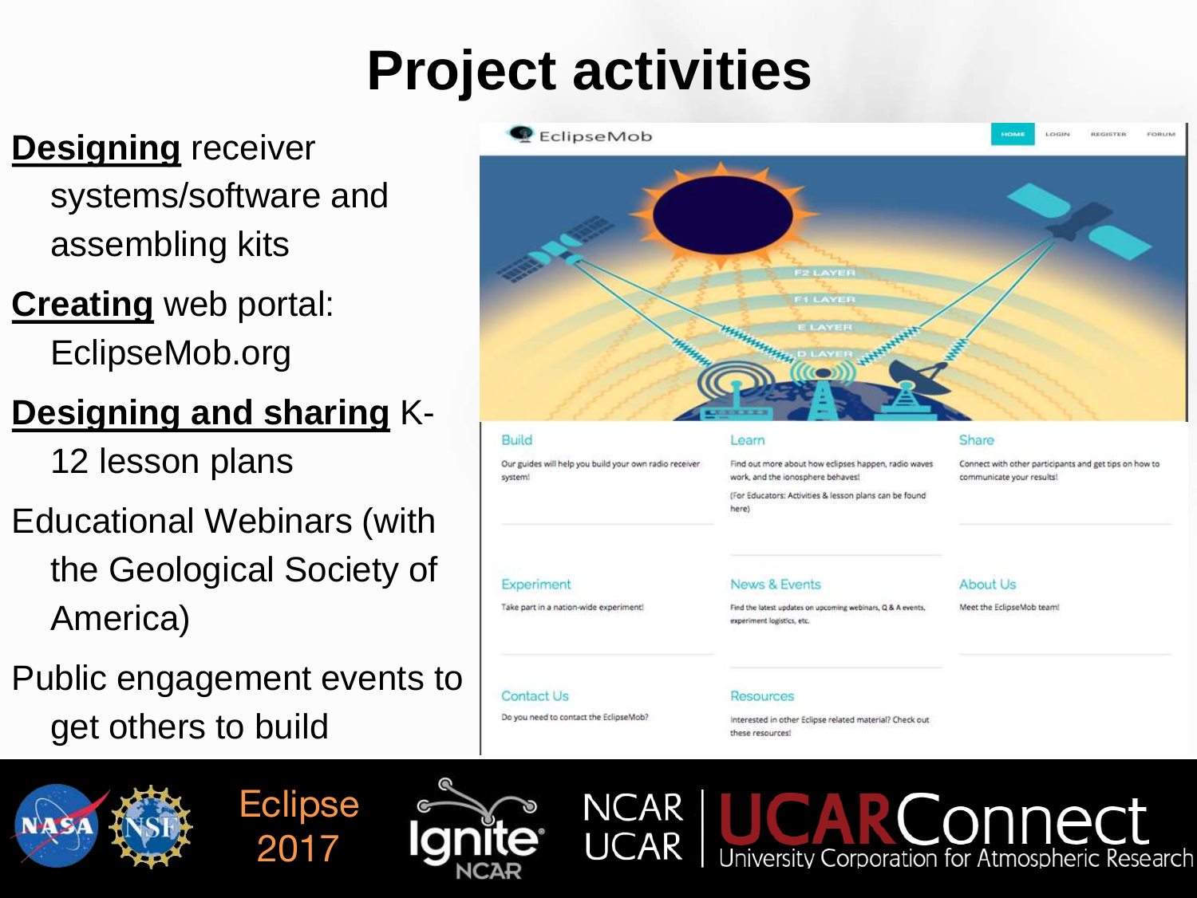# Project activities

- **Designing** receiver systems/software and assembling kits
- **Creating** web portal: EclipseMob.org
- **Designing and sharing** K-12 lesson plans
- Educational Webinars (with the Geological Society of America)
- Public engagement events to get others to build

EclipseMob

HOME LOGIN REGISTER FORUM

F2 LAYER

F1 LAYER

E LAYER

D LAYER

**Build**

Our guides will help you build your own radio receiver system!

**Learn**

Find out more about how eclipses happen, radio waves work, and the ionosphere behaves!

(For Educators: Activities & lesson plans can be found here)

**Share**

Connect with other participants and get tips on how to communicate your results!

**Experiment**

Take part in a nation-wide experiment!

**News & Events**

Find the latest updates on upcoming webinars, Q & A events, experiment logistics, etc.

**About Us**

Meet the EclipseMob team!

**Contact Us**

Do you need to contact the EclipseMob?

**Resources**

Interested in other Eclipse related material? Check out these resources!

NASA NSF Eclipse 2017 Ignite NCAR NCAR UCAR UCARConnect University Corporation for Atmospheric Research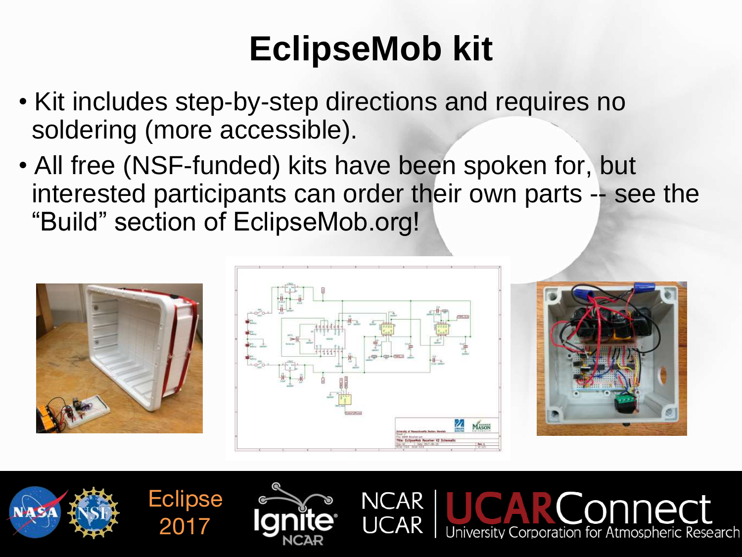# EclipseMob kit

- Kit includes step-by-step directions and requires no soldering (more accessible).
- All free (NSF-funded) kits have been spoken for, but interested participants can order their own parts -- see the "Build" section of EclipseMob.org!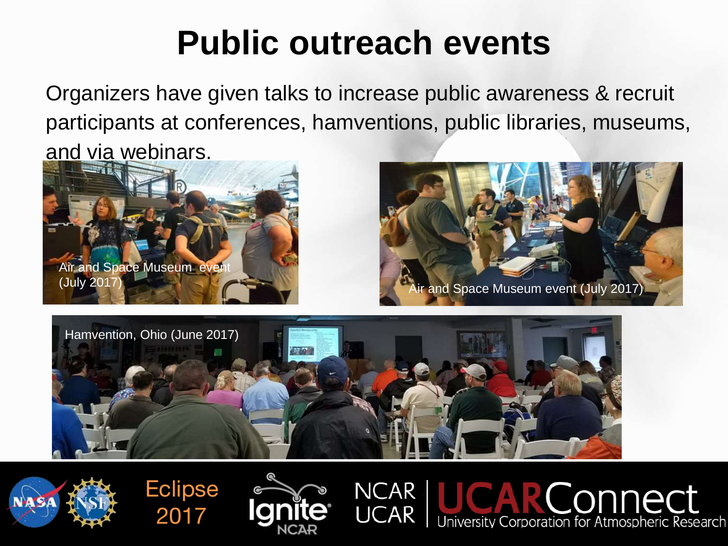# Public outreach events

Organizers have given talks to increase public awareness & recruit participants at conferences, hamventions, public libraries, museums, and via webinars.

Air and Space Museum event (July 2017)

Air and Space Museum event (July 2017)

Hamvention, Ohio (June 2017)

Eclipse 2017

Ignite NCAR

NCAR | UCAR

UCARConnect

University Corporation for Atmospheric Research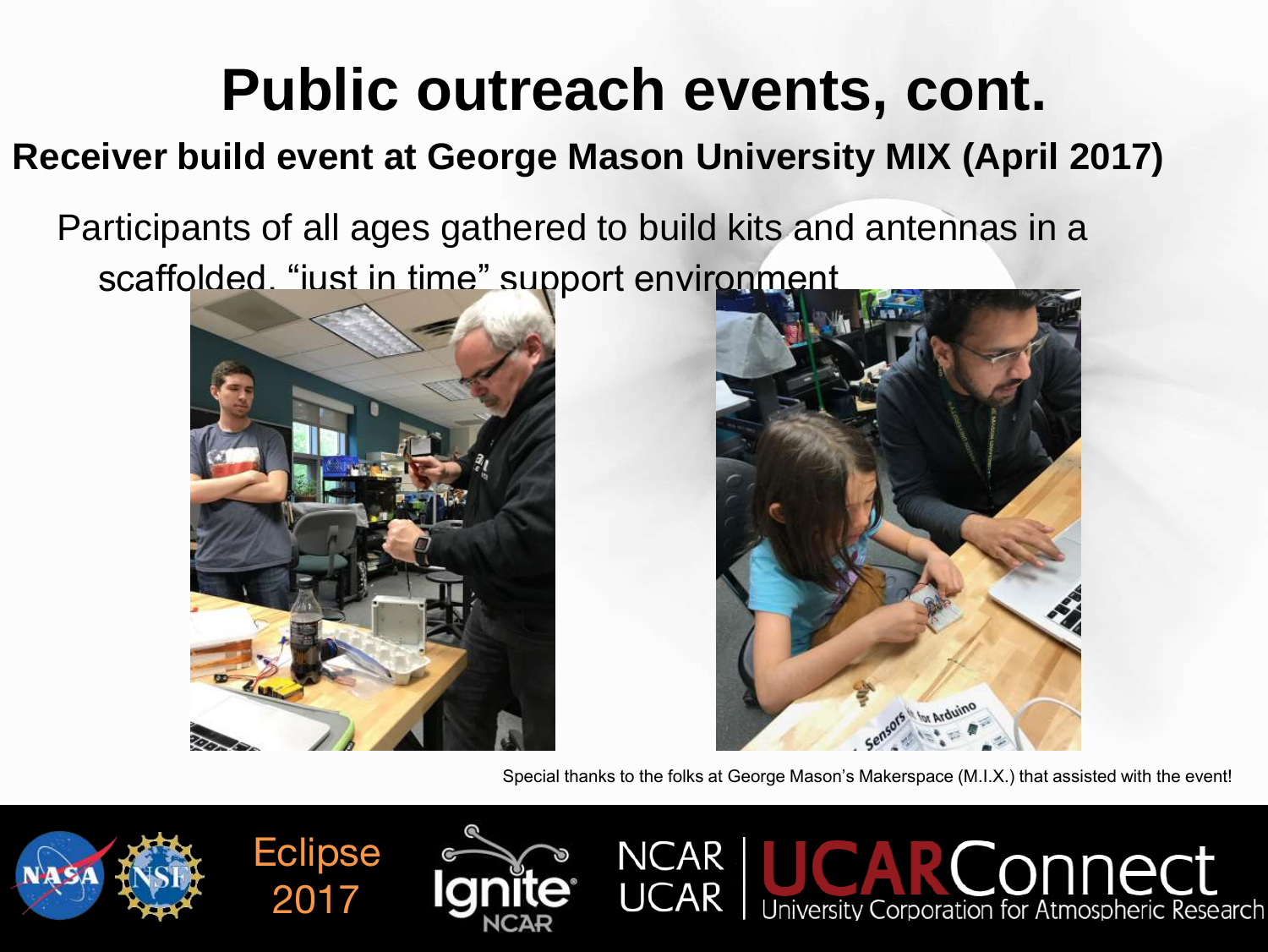# Public outreach events, cont.

## Receiver build event at George Mason University MIX (April 2017)

Participants of all ages gathered to build kits and antennas in a scaffolded, "just in time" support environment

Special thanks to the folks at George Mason's Makerspace (M.I.X.) that assisted with the event!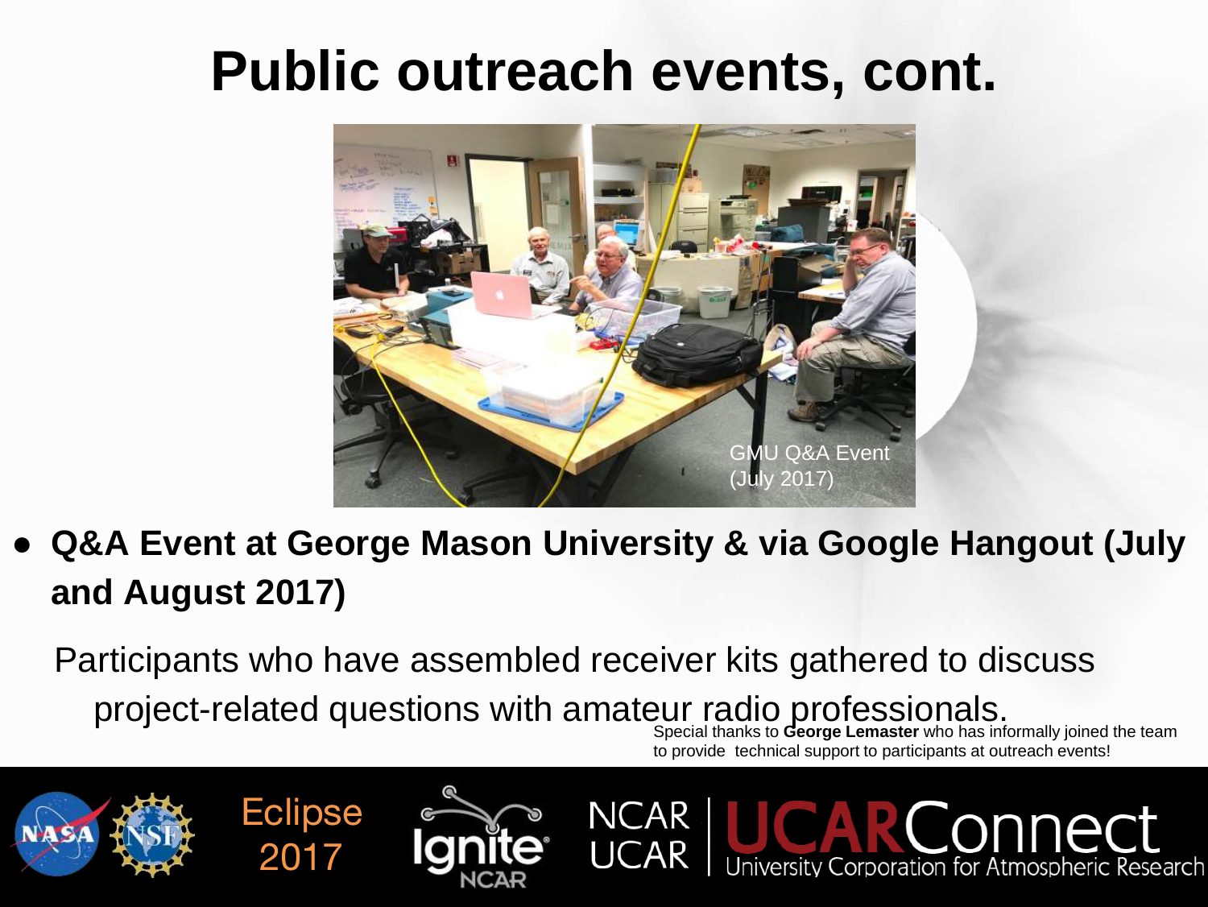# Public outreach events, cont.

GMU Q&A Event (July 2017)

- **Q&A Event at George Mason University & via Google Hangout (July and August 2017)**

Participants who have assembled receiver kits gathered to discuss project-related questions with amateur radio professionals.

Special thanks to **George Lemaster** who has informally joined the team to provide technical support to participants at outreach events!

Eclipse 2017

NCAR UCAR | UCARConnect University Corporation for Atmospheric Research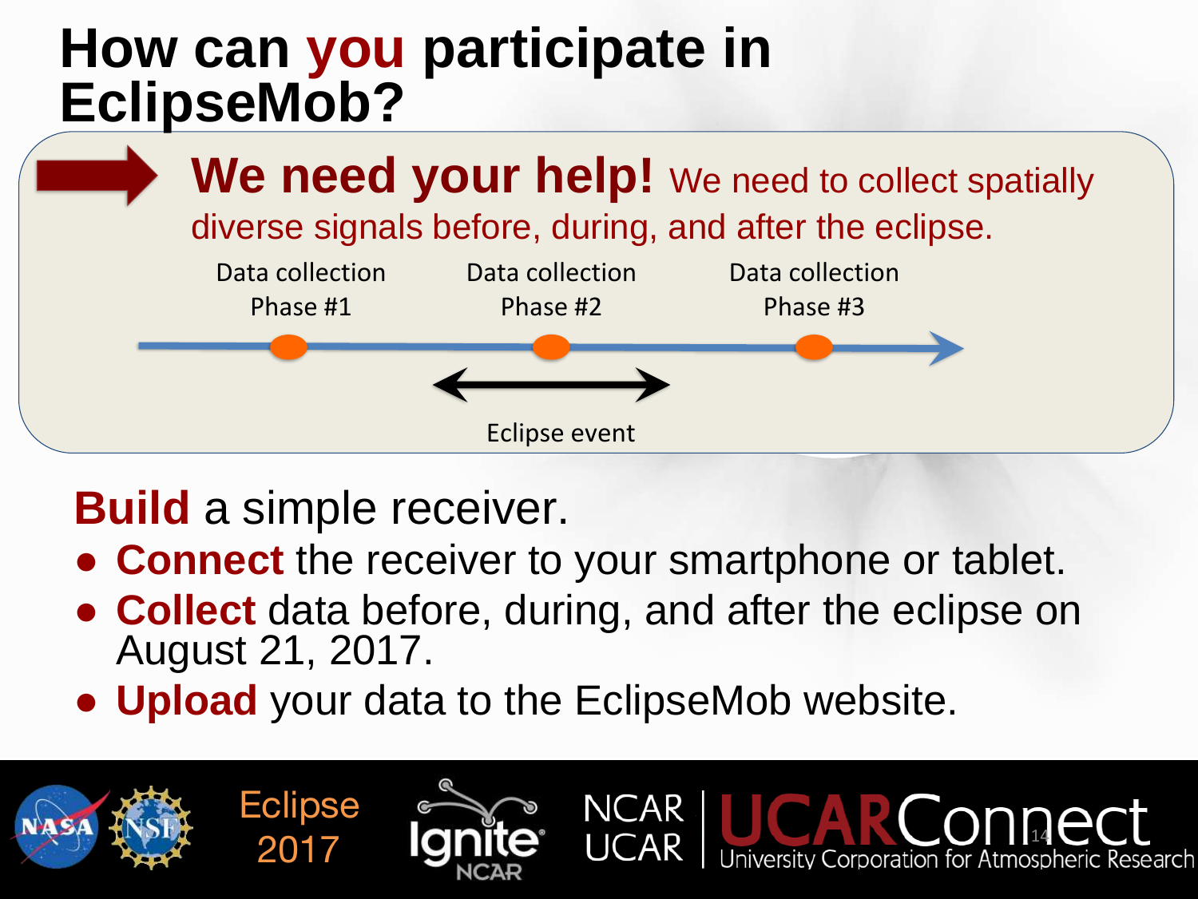# How can you participate in EclipseMob?

**We need your help!** We need to collect spatially diverse signals before, during, and after the eclipse.

Data collection Phase #1 — Data collection Phase #2 — Data collection Phase #3

Eclipse event

**Build** a simple receiver.

- **Connect** the receiver to your smartphone or tablet.
- **Collect** data before, during, and after the eclipse on August 21, 2017.
- **Upload** your data to the EclipseMob website.

NASA NSF Eclipse 2017 Ignite NCAR NCAR UCAR UCARConnect University Corporation for Atmospheric Research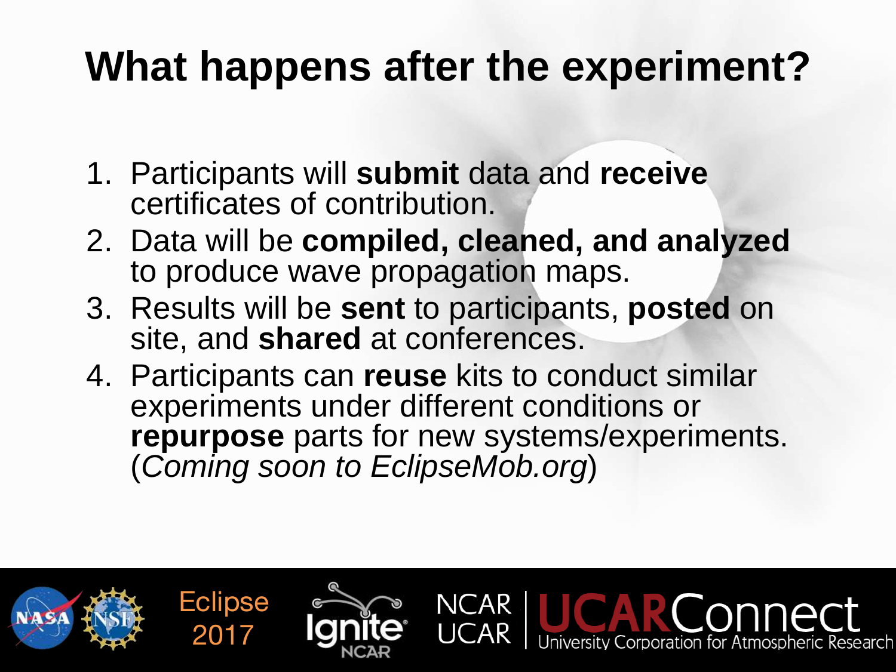# What happens after the experiment?

1. Participants will **submit** data and **receive** certificates of contribution.
2. Data will be **compiled, cleaned, and analyzed** to produce wave propagation maps.
3. Results will be **sent** to participants, **posted** on site, and **shared** at conferences.
4. Participants can **reuse** kits to conduct similar experiments under different conditions or **repurpose** parts for new systems/experiments. (*Coming soon to EclipseMob.org*)

Eclipse 2017

NCAR UCAR | UCARConnect University Corporation for Atmospheric Research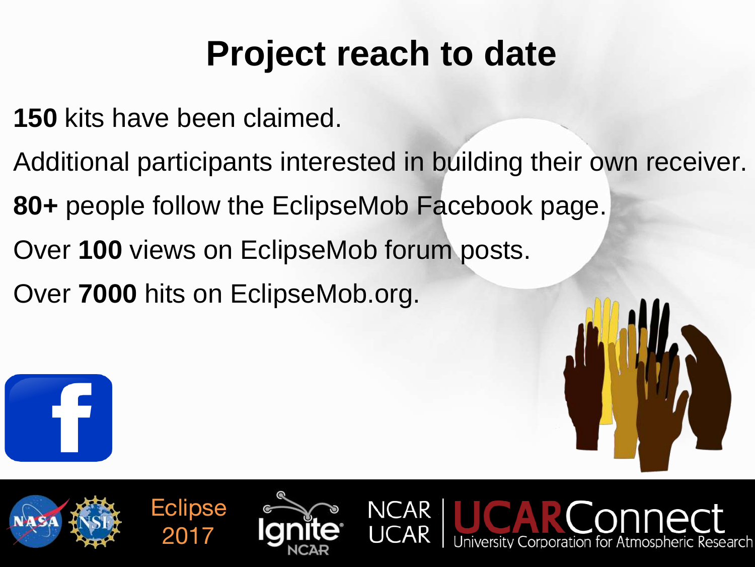# Project reach to date

**150** kits have been claimed.

Additional participants interested in building their own receiver.

**80+** people follow the EclipseMob Facebook page.

Over **100** views on EclipseMob forum posts.

Over **7000** hits on EclipseMob.org.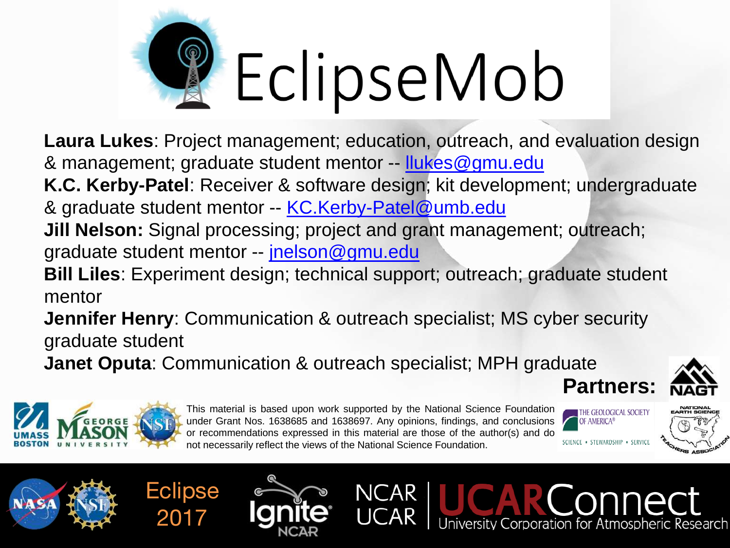# EclipseMob

**Laura Lukes**: Project management; education, outreach, and evaluation design & management; graduate student mentor -- llukes@gmu.edu

**K.C. Kerby-Patel**: Receiver & software design; kit development; undergraduate & graduate student mentor -- KC.Kerby-Patel@umb.edu

**Jill Nelson:** Signal processing; project and grant management; outreach; graduate student mentor -- jnelson@gmu.edu

**Bill Liles**: Experiment design; technical support; outreach; graduate student mentor

**Jennifer Henry**: Communication & outreach specialist; MS cyber security graduate student

**Janet Oputa**: Communication & outreach specialist; MPH graduate

**Partners:**

This material is based upon work supported by the National Science Foundation under Grant Nos. 1638685 and 1638697. Any opinions, findings, and conclusions or recommendations expressed in this material are those of the author(s) and do not necessarily reflect the views of the National Science Foundation.

Eclipse 2017

NCAR UCAR | UCARConnect University Corporation for Atmospheric Research